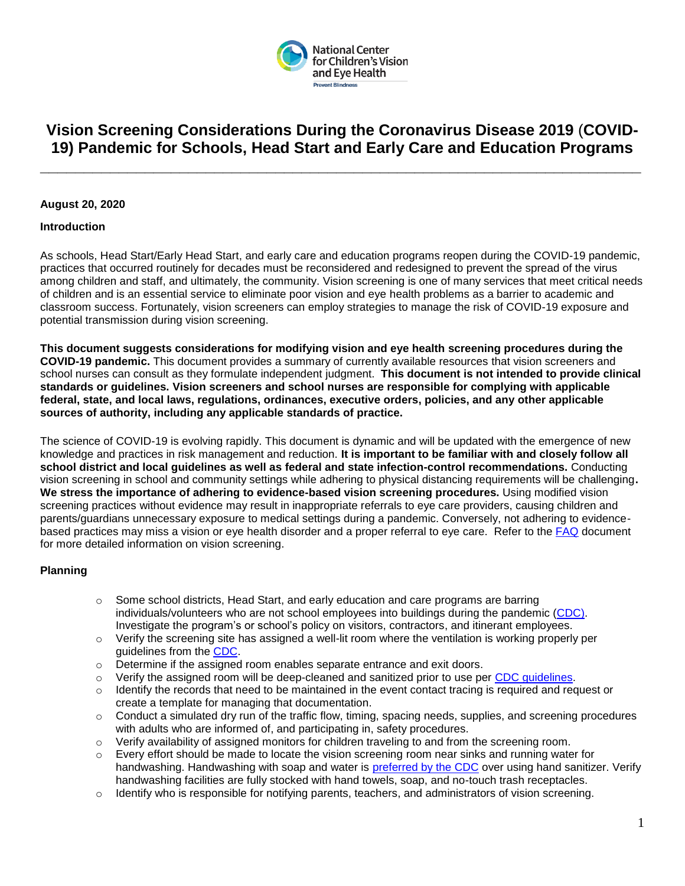National Center for Children's Vision and Eye Health
Prevent Blindness

# Vision Screening Considerations During the Coronavirus Disease 2019 (COVID-19) Pandemic for Schools, Head Start and Early Care and Education Programs

**August 20, 2020**

**Introduction**

As schools, Head Start/Early Head Start, and early care and education programs reopen during the COVID-19 pandemic, practices that occurred routinely for decades must be reconsidered and redesigned to prevent the spread of the virus among children and staff, and ultimately, the community. Vision screening is one of many services that meet critical needs of children and is an essential service to eliminate poor vision and eye health problems as a barrier to academic and classroom success. Fortunately, vision screeners can employ strategies to manage the risk of COVID-19 exposure and potential transmission during vision screening.

**This document suggests considerations for modifying vision and eye health screening procedures during the COVID-19 pandemic.** This document provides a summary of currently available resources that vision screeners and school nurses can consult as they formulate independent judgment. **This document is not intended to provide clinical standards or guidelines. Vision screeners and school nurses are responsible for complying with applicable federal, state, and local laws, regulations, ordinances, executive orders, policies, and any other applicable sources of authority, including any applicable standards of practice.**

The science of COVID-19 is evolving rapidly. This document is dynamic and will be updated with the emergence of new knowledge and practices in risk management and reduction. **It is important to be familiar with and closely follow all school district and local guidelines as well as federal and state infection-control recommendations.** Conducting vision screening in school and community settings while adhering to physical distancing requirements will be challenging**. We stress the importance of adhering to evidence-based vision screening procedures.** Using modified vision screening practices without evidence may result in inappropriate referrals to eye care providers, causing children and parents/guardians unnecessary exposure to medical settings during a pandemic. Conversely, not adhering to evidence-based practices may miss a vision or eye health disorder and a proper referral to eye care. Refer to the FAQ document for more detailed information on vision screening.

**Planning**

- Some school districts, Head Start, and early education and care programs are barring individuals/volunteers who are not school employees into buildings during the pandemic (CDC). Investigate the program's or school's policy on visitors, contractors, and itinerant employees.
- Verify the screening site has assigned a well-lit room where the ventilation is working properly per guidelines from the CDC.
- Determine if the assigned room enables separate entrance and exit doors.
- Verify the assigned room will be deep-cleaned and sanitized prior to use per CDC guidelines.
- Identify the records that need to be maintained in the event contact tracing is required and request or create a template for managing that documentation.
- Conduct a simulated dry run of the traffic flow, timing, spacing needs, supplies, and screening procedures with adults who are informed of, and participating in, safety procedures.
- Verify availability of assigned monitors for children traveling to and from the screening room.
- Every effort should be made to locate the vision screening room near sinks and running water for handwashing. Handwashing with soap and water is preferred by the CDC over using hand sanitizer. Verify handwashing facilities are fully stocked with hand towels, soap, and no-touch trash receptacles.
- Identify who is responsible for notifying parents, teachers, and administrators of vision screening.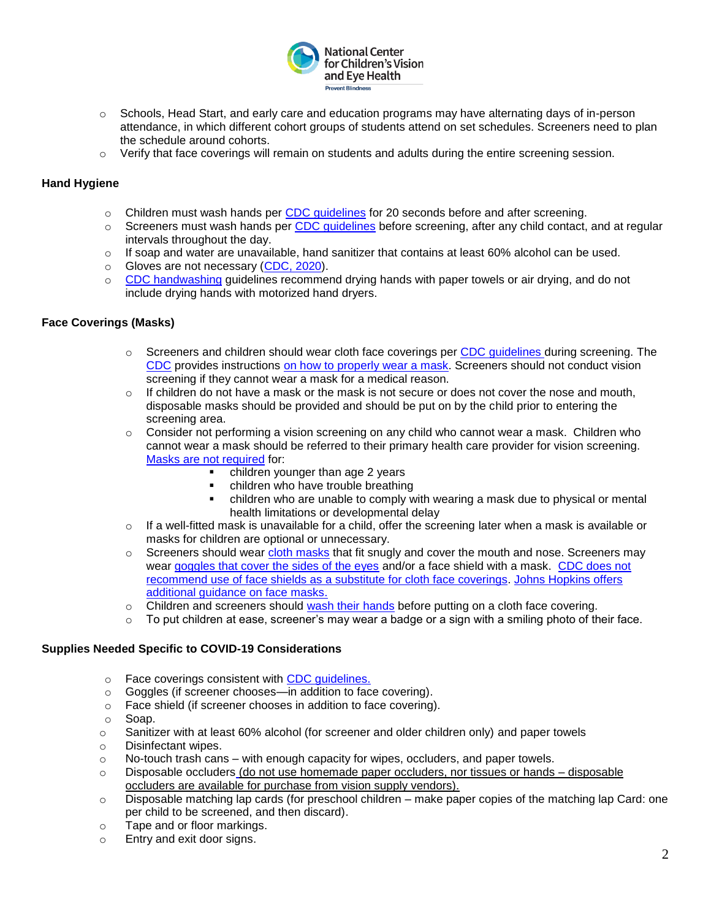- Schools, Head Start, and early care and education programs may have alternating days of in-person attendance, in which different cohort groups of students attend on set schedules. Screeners need to plan the schedule around cohorts.
- Verify that face coverings will remain on students and adults during the entire screening session.

**Hand Hygiene**

- Children must wash hands per CDC guidelines for 20 seconds before and after screening.
- Screeners must wash hands per CDC guidelines before screening, after any child contact, and at regular intervals throughout the day.
- If soap and water are unavailable, hand sanitizer that contains at least 60% alcohol can be used.
- Gloves are not necessary (CDC, 2020).
- CDC handwashing guidelines recommend drying hands with paper towels or air drying, and do not include drying hands with motorized hand dryers.

**Face Coverings (Masks)**

- Screeners and children should wear cloth face coverings per CDC guidelines during screening. The CDC provides instructions on how to properly wear a mask. Screeners should not conduct vision screening if they cannot wear a mask for a medical reason.
- If children do not have a mask or the mask is not secure or does not cover the nose and mouth, disposable masks should be provided and should be put on by the child prior to entering the screening area.
- Consider not performing a vision screening on any child who cannot wear a mask. Children who cannot wear a mask should be referred to their primary health care provider for vision screening. Masks are not required for:
  - children younger than age 2 years
  - children who have trouble breathing
  - children who are unable to comply with wearing a mask due to physical or mental health limitations or developmental delay
- If a well-fitted mask is unavailable for a child, offer the screening later when a mask is available or masks for children are optional or unnecessary.
- Screeners should wear cloth masks that fit snugly and cover the mouth and nose. Screeners may wear goggles that cover the sides of the eyes and/or a face shield with a mask. CDC does not recommend use of face shields as a substitute for cloth face coverings. Johns Hopkins offers additional guidance on face masks.
- Children and screeners should wash their hands before putting on a cloth face covering.
- To put children at ease, screener's may wear a badge or a sign with a smiling photo of their face.

**Supplies Needed Specific to COVID-19 Considerations**

- Face coverings consistent with CDC guidelines.
- Goggles (if screener chooses—in addition to face covering).
- Face shield (if screener chooses in addition to face covering).
- Soap.
- Sanitizer with at least 60% alcohol (for screener and older children only) and paper towels
- Disinfectant wipes.
- No-touch trash cans – with enough capacity for wipes, occluders, and paper towels.
- Disposable occluders (do not use homemade paper occluders, nor tissues or hands – disposable occluders are available for purchase from vision supply vendors).
- Disposable matching lap cards (for preschool children – make paper copies of the matching lap Card: one per child to be screened, and then discard).
- Tape and or floor markings.
- Entry and exit door signs.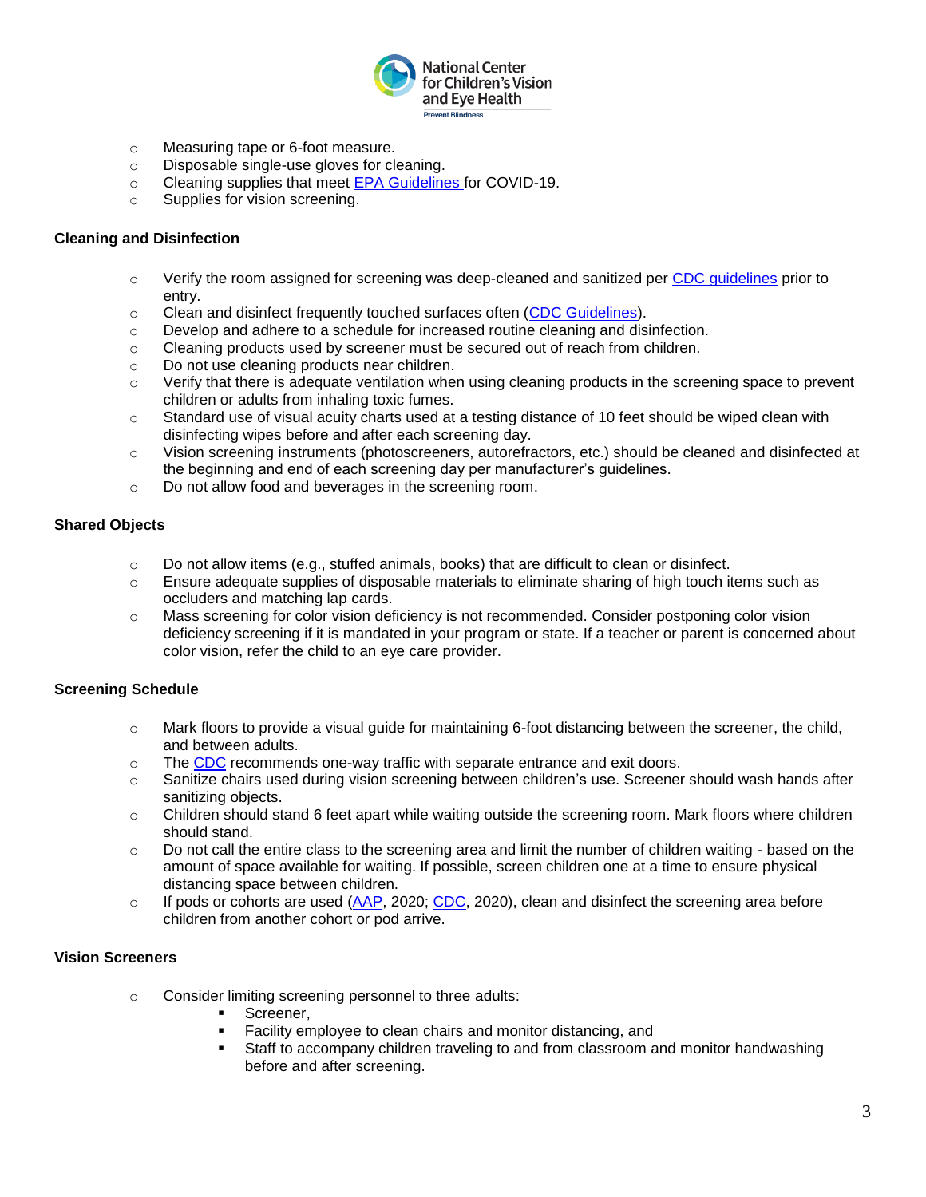- Measuring tape or 6-foot measure.
- Disposable single-use gloves for cleaning.
- Cleaning supplies that meet EPA Guidelines for COVID-19.
- Supplies for vision screening.

**Cleaning and Disinfection**

- Verify the room assigned for screening was deep-cleaned and sanitized per CDC guidelines prior to entry.
- Clean and disinfect frequently touched surfaces often (CDC Guidelines).
- Develop and adhere to a schedule for increased routine cleaning and disinfection.
- Cleaning products used by screener must be secured out of reach from children.
- Do not use cleaning products near children.
- Verify that there is adequate ventilation when using cleaning products in the screening space to prevent children or adults from inhaling toxic fumes.
- Standard use of visual acuity charts used at a testing distance of 10 feet should be wiped clean with disinfecting wipes before and after each screening day.
- Vision screening instruments (photoscreeners, autorefractors, etc.) should be cleaned and disinfected at the beginning and end of each screening day per manufacturer's guidelines.
- Do not allow food and beverages in the screening room.

**Shared Objects**

- Do not allow items (e.g., stuffed animals, books) that are difficult to clean or disinfect.
- Ensure adequate supplies of disposable materials to eliminate sharing of high touch items such as occluders and matching lap cards.
- Mass screening for color vision deficiency is not recommended. Consider postponing color vision deficiency screening if it is mandated in your program or state. If a teacher or parent is concerned about color vision, refer the child to an eye care provider.

**Screening Schedule**

- Mark floors to provide a visual guide for maintaining 6-foot distancing between the screener, the child, and between adults.
- The CDC recommends one-way traffic with separate entrance and exit doors.
- Sanitize chairs used during vision screening between children's use. Screener should wash hands after sanitizing objects.
- Children should stand 6 feet apart while waiting outside the screening room. Mark floors where children should stand.
- Do not call the entire class to the screening area and limit the number of children waiting - based on the amount of space available for waiting. If possible, screen children one at a time to ensure physical distancing space between children.
- If pods or cohorts are used (AAP, 2020; CDC, 2020), clean and disinfect the screening area before children from another cohort or pod arrive.

**Vision Screeners**

- Consider limiting screening personnel to three adults:
  - Screener,
  - Facility employee to clean chairs and monitor distancing, and
  - Staff to accompany children traveling to and from classroom and monitor handwashing before and after screening.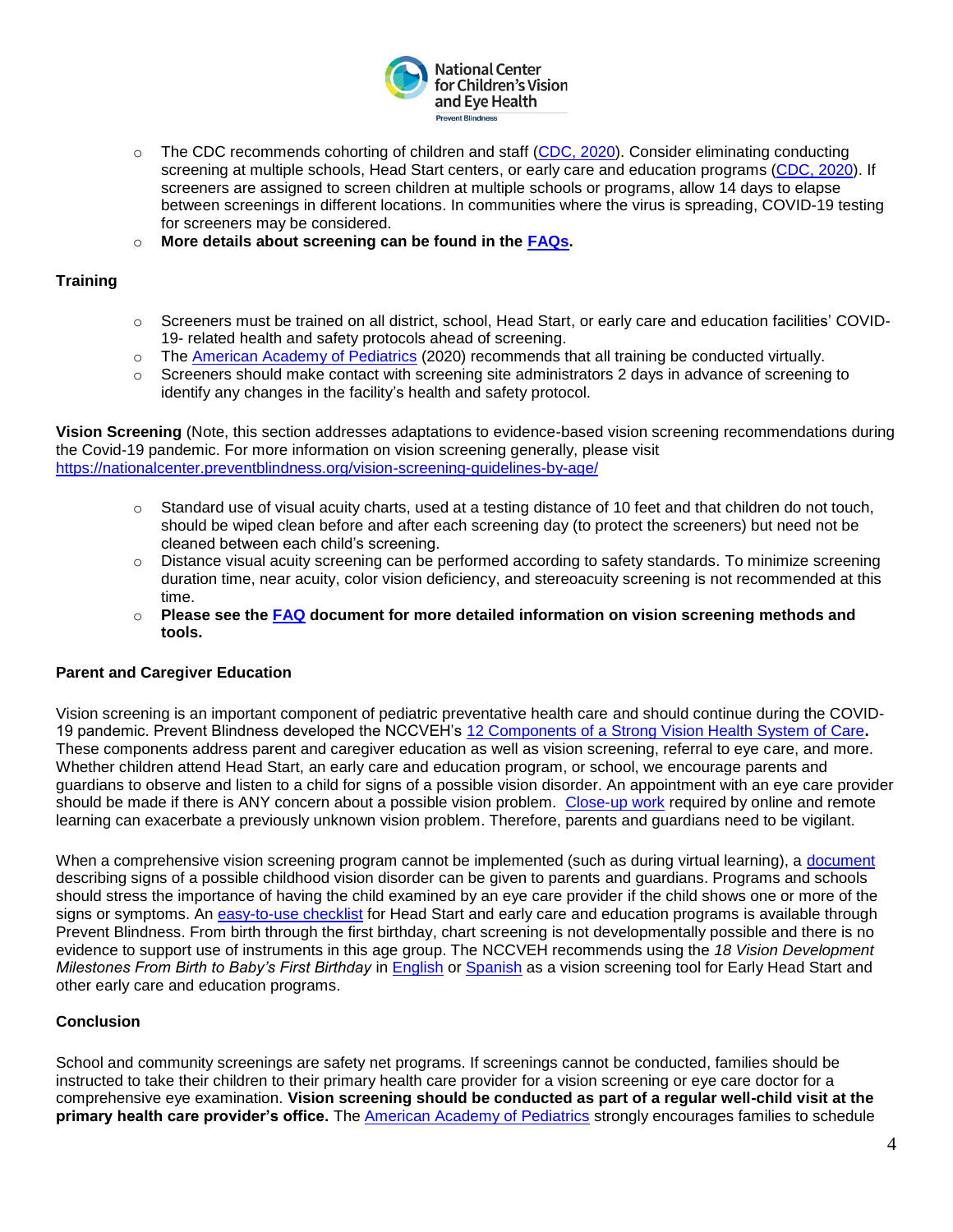- The CDC recommends cohorting of children and staff (CDC, 2020). Consider eliminating conducting screening at multiple schools, Head Start centers, or early care and education programs (CDC, 2020). If screeners are assigned to screen children at multiple schools or programs, allow 14 days to elapse between screenings in different locations. In communities where the virus is spreading, COVID-19 testing for screeners may be considered.
- **More details about screening can be found in the FAQs.**

**Training**

- Screeners must be trained on all district, school, Head Start, or early care and education facilities' COVID-19- related health and safety protocols ahead of screening.
- The American Academy of Pediatrics (2020) recommends that all training be conducted virtually.
- Screeners should make contact with screening site administrators 2 days in advance of screening to identify any changes in the facility's health and safety protocol.

**Vision Screening** (Note, this section addresses adaptations to evidence-based vision screening recommendations during the Covid-19 pandemic. For more information on vision screening generally, please visit https://nationalcenter.preventblindness.org/vision-screening-guidelines-by-age/

- Standard use of visual acuity charts, used at a testing distance of 10 feet and that children do not touch, should be wiped clean before and after each screening day (to protect the screeners) but need not be cleaned between each child's screening.
- Distance visual acuity screening can be performed according to safety standards. To minimize screening duration time, near acuity, color vision deficiency, and stereoacuity screening is not recommended at this time.
- **Please see the FAQ document for more detailed information on vision screening methods and tools.**

**Parent and Caregiver Education**

Vision screening is an important component of pediatric preventative health care and should continue during the COVID-19 pandemic. Prevent Blindness developed the NCCVEH's 12 Components of a Strong Vision Health System of Care**.** These components address parent and caregiver education as well as vision screening, referral to eye care, and more. Whether children attend Head Start, an early care and education program, or school, we encourage parents and guardians to observe and listen to a child for signs of a possible vision disorder. An appointment with an eye care provider should be made if there is ANY concern about a possible vision problem. Close-up work required by online and remote learning can exacerbate a previously unknown vision problem. Therefore, parents and guardians need to be vigilant.

When a comprehensive vision screening program cannot be implemented (such as during virtual learning), a document describing signs of a possible childhood vision disorder can be given to parents and guardians. Programs and schools should stress the importance of having the child examined by an eye care provider if the child shows one or more of the signs or symptoms. An easy-to-use checklist for Head Start and early care and education programs is available through Prevent Blindness. From birth through the first birthday, chart screening is not developmentally possible and there is no evidence to support use of instruments in this age group. The NCCVEH recommends using the *18 Vision Development Milestones From Birth to Baby's First Birthday* in English or Spanish as a vision screening tool for Early Head Start and other early care and education programs.

**Conclusion**

School and community screenings are safety net programs. If screenings cannot be conducted, families should be instructed to take their children to their primary health care provider for a vision screening or eye care doctor for a comprehensive eye examination. **Vision screening should be conducted as part of a regular well-child visit at the primary health care provider's office.** The American Academy of Pediatrics strongly encourages families to schedule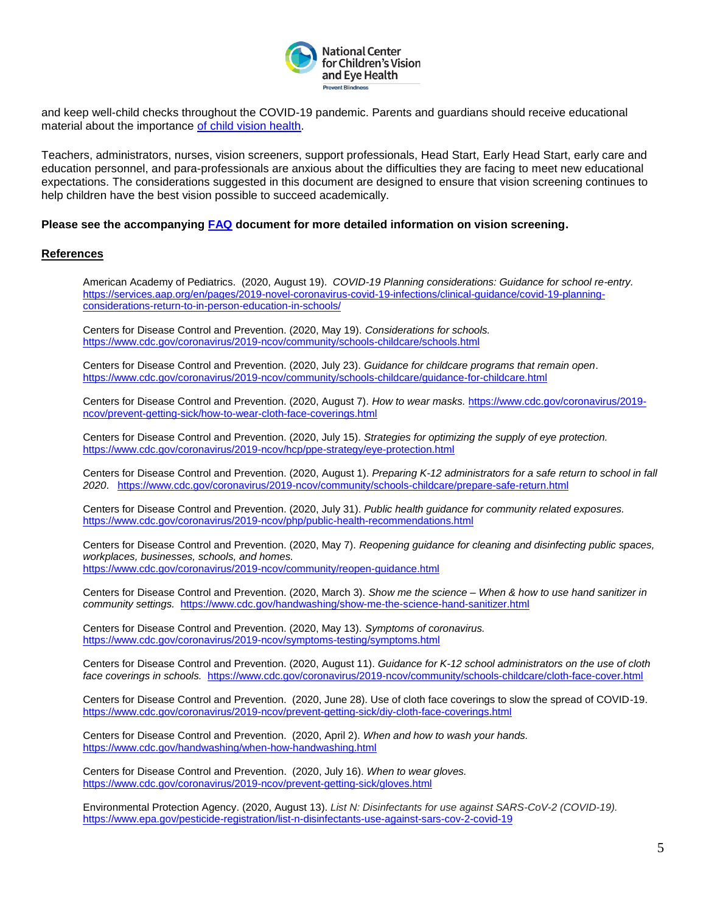and keep well-child checks throughout the COVID-19 pandemic. Parents and guardians should receive educational material about the importance [of child vision health](#).

Teachers, administrators, nurses, vision screeners, support professionals, Head Start, Early Head Start, early care and education personnel, and para-professionals are anxious about the difficulties they are facing to meet new educational expectations. The considerations suggested in this document are designed to ensure that vision screening continues to help children have the best vision possible to succeed academically.

**Please see the accompanying [FAQ](#) document for more detailed information on vision screening.**

## References

American Academy of Pediatrics. (2020, August 19). *COVID-19 Planning considerations: Guidance for school re-entry.* https://services.aap.org/en/pages/2019-novel-coronavirus-covid-19-infections/clinical-guidance/covid-19-planning-considerations-return-to-in-person-education-in-schools/

Centers for Disease Control and Prevention. (2020, May 19). *Considerations for schools.* https://www.cdc.gov/coronavirus/2019-ncov/community/schools-childcare/schools.html

Centers for Disease Control and Prevention. (2020, July 23). *Guidance for childcare programs that remain open*. https://www.cdc.gov/coronavirus/2019-ncov/community/schools-childcare/guidance-for-childcare.html

Centers for Disease Control and Prevention. (2020, August 7). *How to wear masks.* https://www.cdc.gov/coronavirus/2019-ncov/prevent-getting-sick/how-to-wear-cloth-face-coverings.html

Centers for Disease Control and Prevention. (2020, July 15). *Strategies for optimizing the supply of eye protection.* https://www.cdc.gov/coronavirus/2019-ncov/hcp/ppe-strategy/eye-protection.html

Centers for Disease Control and Prevention. (2020, August 1). *Preparing K-12 administrators for a safe return to school in fall 2020*. https://www.cdc.gov/coronavirus/2019-ncov/community/schools-childcare/prepare-safe-return.html

Centers for Disease Control and Prevention. (2020, July 31). *Public health guidance for community related exposures.* https://www.cdc.gov/coronavirus/2019-ncov/php/public-health-recommendations.html

Centers for Disease Control and Prevention. (2020, May 7). *Reopening guidance for cleaning and disinfecting public spaces, workplaces, businesses, schools, and homes.* https://www.cdc.gov/coronavirus/2019-ncov/community/reopen-guidance.html

Centers for Disease Control and Prevention. (2020, March 3). *Show me the science – When & how to use hand sanitizer in community settings.* https://www.cdc.gov/handwashing/show-me-the-science-hand-sanitizer.html

Centers for Disease Control and Prevention. (2020, May 13). *Symptoms of coronavirus.* https://www.cdc.gov/coronavirus/2019-ncov/symptoms-testing/symptoms.html

Centers for Disease Control and Prevention. (2020, August 11). *Guidance for K-12 school administrators on the use of cloth face coverings in schools.* https://www.cdc.gov/coronavirus/2019-ncov/community/schools-childcare/cloth-face-cover.html

Centers for Disease Control and Prevention. (2020, June 28). Use of cloth face coverings to slow the spread of COVID-19. https://www.cdc.gov/coronavirus/2019-ncov/prevent-getting-sick/diy-cloth-face-coverings.html

Centers for Disease Control and Prevention. (2020, April 2). *When and how to wash your hands.* https://www.cdc.gov/handwashing/when-how-handwashing.html

Centers for Disease Control and Prevention. (2020, July 16). *When to wear gloves.* https://www.cdc.gov/coronavirus/2019-ncov/prevent-getting-sick/gloves.html

Environmental Protection Agency. (2020, August 13). *List N: Disinfectants for use against SARS-CoV-2 (COVID-19).* https://www.epa.gov/pesticide-registration/list-n-disinfectants-use-against-sars-cov-2-covid-19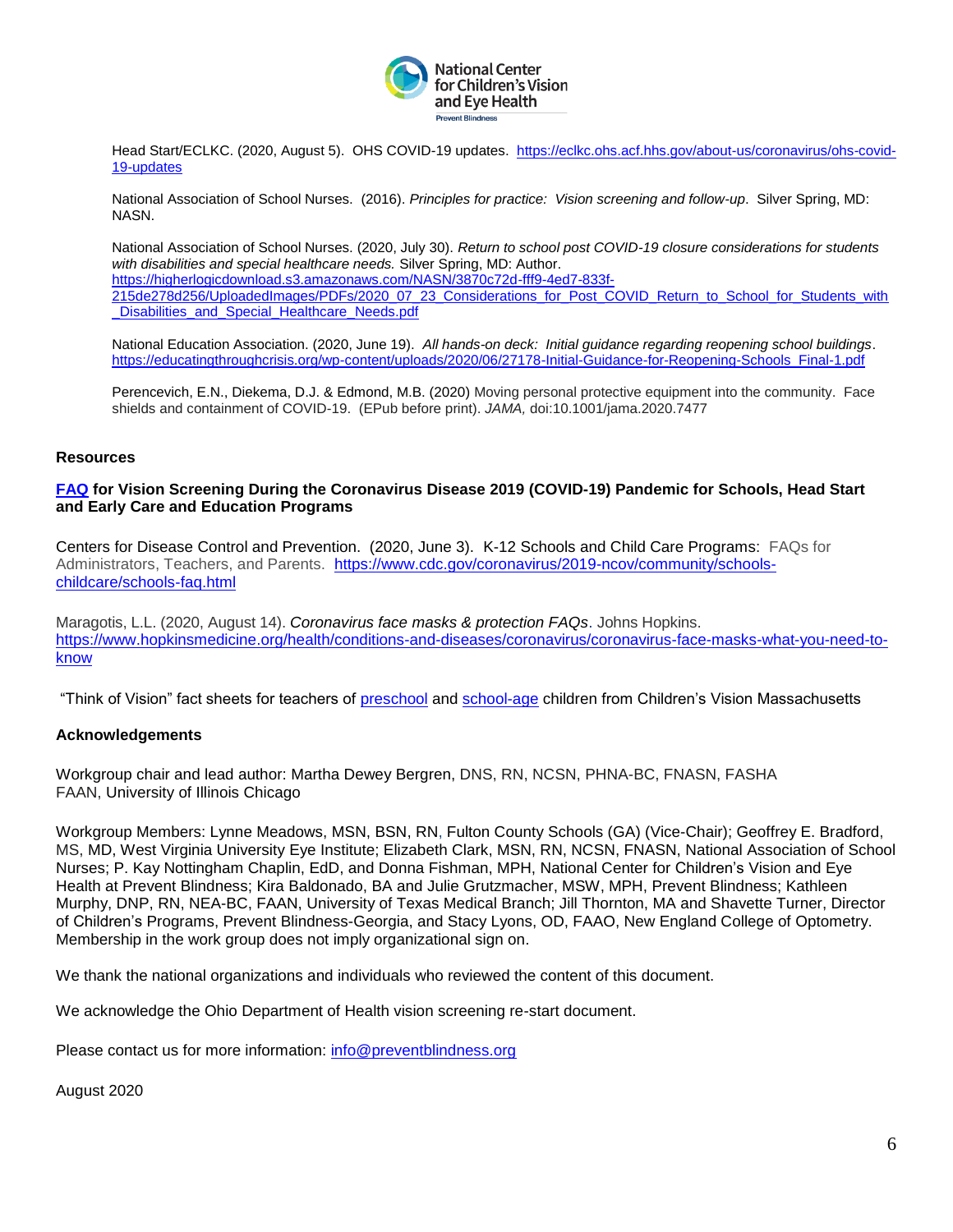Head Start/ECLKC. (2020, August 5). OHS COVID-19 updates. [https://eclkc.ohs.acf.hhs.gov/about-us/coronavirus/ohs-covid-19-updates](https://eclkc.ohs.acf.hhs.gov/about-us/coronavirus/ohs-covid-19-updates)

National Association of School Nurses. (2016). *Principles for practice: Vision screening and follow-up*. Silver Spring, MD: NASN.

National Association of School Nurses. (2020, July 30). *Return to school post COVID-19 closure considerations for students with disabilities and special healthcare needs.* Silver Spring, MD: Author. [https://higherlogicdownload.s3.amazonaws.com/NASN/3870c72d-fff9-4ed7-833f-215de278d256/UploadedImages/PDFs/2020_07_23_Considerations_for_Post_COVID_Return_to_School_for_Students_with_Disabilities_and_Special_Healthcare_Needs.pdf](https://higherlogicdownload.s3.amazonaws.com/NASN/3870c72d-fff9-4ed7-833f-215de278d256/UploadedImages/PDFs/2020_07_23_Considerations_for_Post_COVID_Return_to_School_for_Students_with_Disabilities_and_Special_Healthcare_Needs.pdf)

National Education Association. (2020, June 19). *All hands-on deck: Initial guidance regarding reopening school buildings*. [https://educatingthroughcrisis.org/wp-content/uploads/2020/06/27178-Initial-Guidance-for-Reopening-Schools_Final-1.pdf](https://educatingthroughcrisis.org/wp-content/uploads/2020/06/27178-Initial-Guidance-for-Reopening-Schools_Final-1.pdf)

Perencevich, E.N., Diekema, D.J. & Edmond, M.B. (2020) Moving personal protective equipment into the community. Face shields and containment of COVID-19. (EPub before print). *JAMA,* doi:10.1001/jama.2020.7477

## Resources

**FAQ for Vision Screening During the Coronavirus Disease 2019 (COVID-19) Pandemic for Schools, Head Start and Early Care and Education Programs**

Centers for Disease Control and Prevention. (2020, June 3). K-12 Schools and Child Care Programs: FAQs for Administrators, Teachers, and Parents. [https://www.cdc.gov/coronavirus/2019-ncov/community/schools-childcare/schools-faq.html](https://www.cdc.gov/coronavirus/2019-ncov/community/schools-childcare/schools-faq.html)

Maragotis, L.L. (2020, August 14). *Coronavirus face masks & protection FAQs*. Johns Hopkins. [https://www.hopkinsmedicine.org/health/conditions-and-diseases/coronavirus/coronavirus-face-masks-what-you-need-to-know](https://www.hopkinsmedicine.org/health/conditions-and-diseases/coronavirus/coronavirus-face-masks-what-you-need-to-know)

"Think of Vision" fact sheets for teachers of preschool and school-age children from Children's Vision Massachusetts

## Acknowledgements

Workgroup chair and lead author: Martha Dewey Bergren, DNS, RN, NCSN, PHNA-BC, FNASN, FASHA FAAN, University of Illinois Chicago

Workgroup Members: Lynne Meadows, MSN, BSN, RN, Fulton County Schools (GA) (Vice-Chair); Geoffrey E. Bradford, MS, MD, West Virginia University Eye Institute; Elizabeth Clark, MSN, RN, NCSN, FNASN, National Association of School Nurses; P. Kay Nottingham Chaplin, EdD, and Donna Fishman, MPH, National Center for Children's Vision and Eye Health at Prevent Blindness; Kira Baldonado, BA and Julie Grutzmacher, MSW, MPH, Prevent Blindness; Kathleen Murphy, DNP, RN, NEA-BC, FAAN, University of Texas Medical Branch; Jill Thornton, MA and Shavette Turner, Director of Children's Programs, Prevent Blindness-Georgia, and Stacy Lyons, OD, FAAO, New England College of Optometry. Membership in the work group does not imply organizational sign on.

We thank the national organizations and individuals who reviewed the content of this document.

We acknowledge the Ohio Department of Health vision screening re-start document.

Please contact us for more information: info@preventblindness.org

August 2020